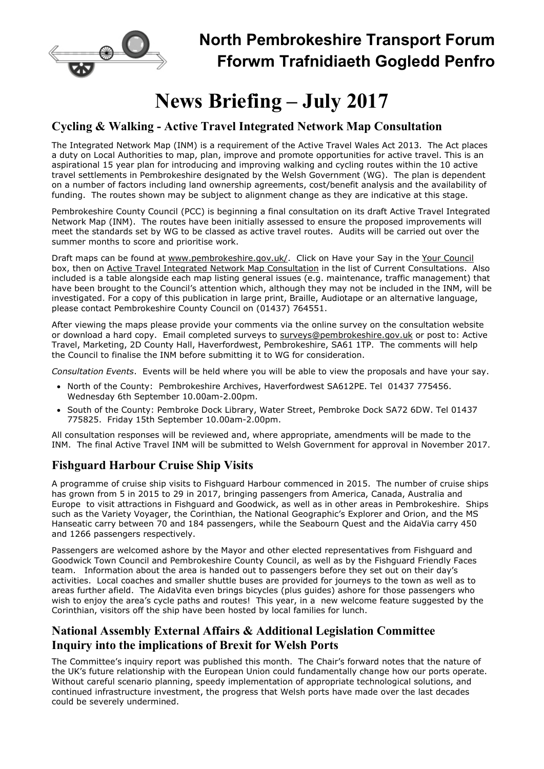# North Pembrokeshire Transport Forum
# Fforwm Trafnidiaeth Gogledd Penfro

# News Briefing – July 2017

## Cycling & Walking - Active Travel Integrated Network Map Consultation

The Integrated Network Map (INM) is a requirement of the Active Travel Wales Act 2013. The Act places a duty on Local Authorities to map, plan, improve and promote opportunities for active travel. This is an aspirational 15 year plan for introducing and improving walking and cycling routes within the 10 active travel settlements in Pembrokeshire designated by the Welsh Government (WG). The plan is dependent on a number of factors including land ownership agreements, cost/benefit analysis and the availability of funding. The routes shown may be subject to alignment change as they are indicative at this stage.

Pembrokeshire County Council (PCC) is beginning a final consultation on its draft Active Travel Integrated Network Map (INM). The routes have been initially assessed to ensure the proposed improvements will meet the standards set by WG to be classed as active travel routes. Audits will be carried out over the summer months to score and prioritise work.

Draft maps can be found at www.pembrokeshire.gov.uk/. Click on Have your Say in the Your Council box, then on Active Travel Integrated Network Map Consultation in the list of Current Consultations. Also included is a table alongside each map listing general issues (e.g. maintenance, traffic management) that have been brought to the Council's attention which, although they may not be included in the INM, will be investigated. For a copy of this publication in large print, Braille, Audiotape or an alternative language, please contact Pembrokeshire County Council on (01437) 764551.

After viewing the maps please provide your comments via the online survey on the consultation website or download a hard copy. Email completed surveys to surveys@pembrokeshire.gov.uk or post to: Active Travel, Marketing, 2D County Hall, Haverfordwest, Pembrokeshire, SA61 1TP. The comments will help the Council to finalise the INM before submitting it to WG for consideration.

*Consultation Events*. Events will be held where you will be able to view the proposals and have your say.

- North of the County: Pembrokeshire Archives, Haverfordwest SA612PE. Tel 01437 775456. Wednesday 6th September 10.00am-2.00pm.
- South of the County: Pembroke Dock Library, Water Street, Pembroke Dock SA72 6DW. Tel 01437 775825. Friday 15th September 10.00am-2.00pm.

All consultation responses will be reviewed and, where appropriate, amendments will be made to the INM. The final Active Travel INM will be submitted to Welsh Government for approval in November 2017.

## Fishguard Harbour Cruise Ship Visits

A programme of cruise ship visits to Fishguard Harbour commenced in 2015. The number of cruise ships has grown from 5 in 2015 to 29 in 2017, bringing passengers from America, Canada, Australia and Europe to visit attractions in Fishguard and Goodwick, as well as in other areas in Pembrokeshire. Ships such as the Variety Voyager, the Corinthian, the National Geographic's Explorer and Orion, and the MS Hanseatic carry between 70 and 184 passengers, while the Seabourn Quest and the AidaVia carry 450 and 1266 passengers respectively.

Passengers are welcomed ashore by the Mayor and other elected representatives from Fishguard and Goodwick Town Council and Pembrokeshire County Council, as well as by the Fishguard Friendly Faces team. Information about the area is handed out to passengers before they set out on their day's activities. Local coaches and smaller shuttle buses are provided for journeys to the town as well as to areas further afield. The AidaVita even brings bicycles (plus guides) ashore for those passengers who wish to enjoy the area's cycle paths and routes! This year, in a new welcome feature suggested by the Corinthian, visitors off the ship have been hosted by local families for lunch.

## National Assembly External Affairs & Additional Legislation Committee Inquiry into the implications of Brexit for Welsh Ports

The Committee's inquiry report was published this month. The Chair's forward notes that the nature of the UK's future relationship with the European Union could fundamentally change how our ports operate. Without careful scenario planning, speedy implementation of appropriate technological solutions, and continued infrastructure investment, the progress that Welsh ports have made over the last decades could be severely undermined.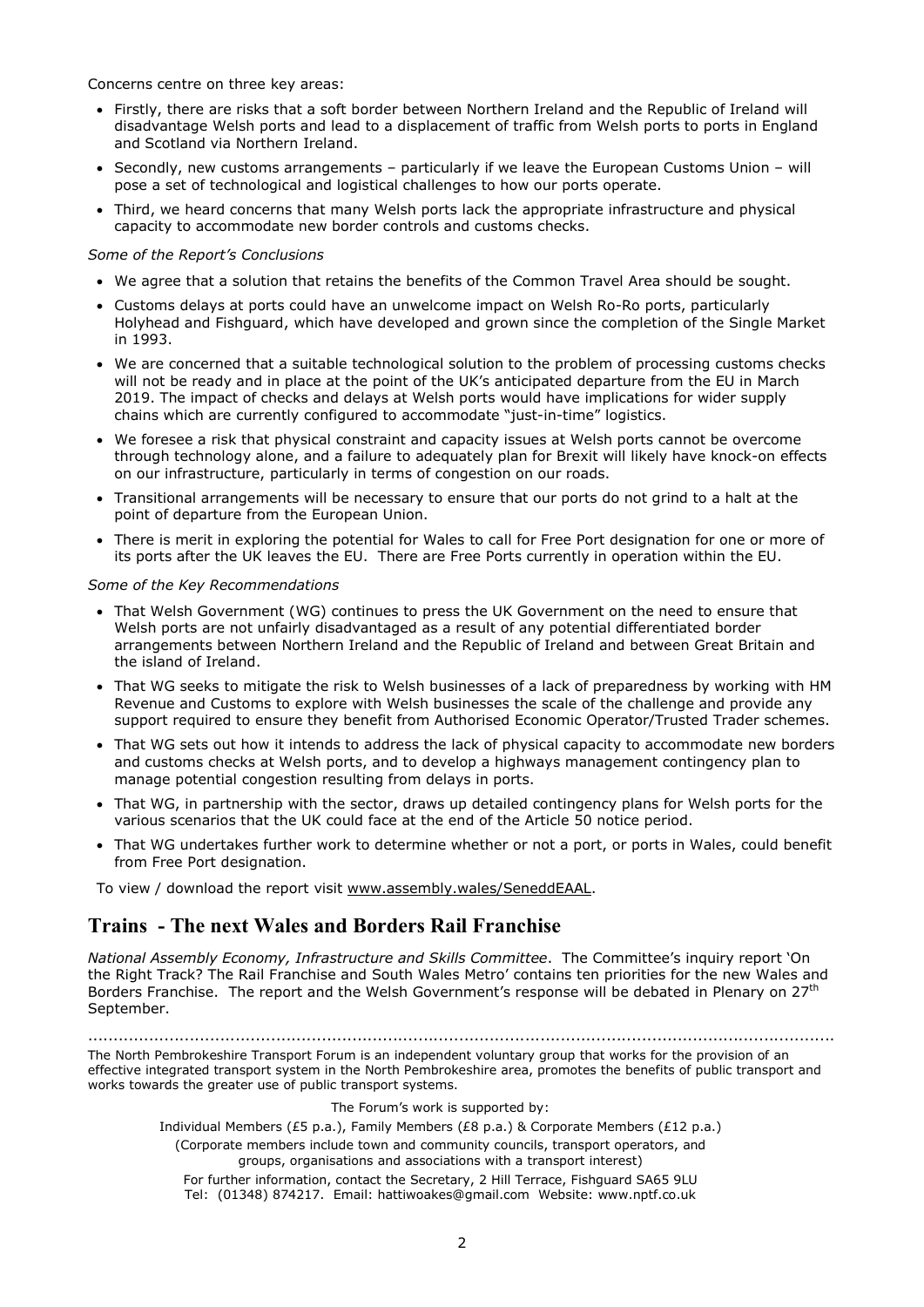Concerns centre on three key areas:

- Firstly, there are risks that a soft border between Northern Ireland and the Republic of Ireland will disadvantage Welsh ports and lead to a displacement of traffic from Welsh ports to ports in England and Scotland via Northern Ireland.
- Secondly, new customs arrangements – particularly if we leave the European Customs Union – will pose a set of technological and logistical challenges to how our ports operate.
- Third, we heard concerns that many Welsh ports lack the appropriate infrastructure and physical capacity to accommodate new border controls and customs checks.

*Some of the Report's Conclusions*

- We agree that a solution that retains the benefits of the Common Travel Area should be sought.
- Customs delays at ports could have an unwelcome impact on Welsh Ro-Ro ports, particularly Holyhead and Fishguard, which have developed and grown since the completion of the Single Market in 1993.
- We are concerned that a suitable technological solution to the problem of processing customs checks will not be ready and in place at the point of the UK's anticipated departure from the EU in March 2019. The impact of checks and delays at Welsh ports would have implications for wider supply chains which are currently configured to accommodate "just-in-time" logistics.
- We foresee a risk that physical constraint and capacity issues at Welsh ports cannot be overcome through technology alone, and a failure to adequately plan for Brexit will likely have knock-on effects on our infrastructure, particularly in terms of congestion on our roads.
- Transitional arrangements will be necessary to ensure that our ports do not grind to a halt at the point of departure from the European Union.
- There is merit in exploring the potential for Wales to call for Free Port designation for one or more of its ports after the UK leaves the EU. There are Free Ports currently in operation within the EU.

*Some of the Key Recommendations*

- That Welsh Government (WG) continues to press the UK Government on the need to ensure that Welsh ports are not unfairly disadvantaged as a result of any potential differentiated border arrangements between Northern Ireland and the Republic of Ireland and between Great Britain and the island of Ireland.
- That WG seeks to mitigate the risk to Welsh businesses of a lack of preparedness by working with HM Revenue and Customs to explore with Welsh businesses the scale of the challenge and provide any support required to ensure they benefit from Authorised Economic Operator/Trusted Trader schemes.
- That WG sets out how it intends to address the lack of physical capacity to accommodate new borders and customs checks at Welsh ports, and to develop a highways management contingency plan to manage potential congestion resulting from delays in ports.
- That WG, in partnership with the sector, draws up detailed contingency plans for Welsh ports for the various scenarios that the UK could face at the end of the Article 50 notice period.
- That WG undertakes further work to determine whether or not a port, or ports in Wales, could benefit from Free Port designation.

To view / download the report visit www.assembly.wales/SeneddEAAL.

## Trains - The next Wales and Borders Rail Franchise

*National Assembly Economy, Infrastructure and Skills Committee*. The Committee's inquiry report 'On the Right Track? The Rail Franchise and South Wales Metro' contains ten priorities for the new Wales and Borders Franchise. The report and the Welsh Government's response will be debated in Plenary on 27th September.

---

The North Pembrokeshire Transport Forum is an independent voluntary group that works for the provision of an effective integrated transport system in the North Pembrokeshire area, promotes the benefits of public transport and works towards the greater use of public transport systems.

The Forum's work is supported by:

Individual Members (£5 p.a.), Family Members (£8 p.a.) & Corporate Members (£12 p.a.)

(Corporate members include town and community councils, transport operators, and groups, organisations and associations with a transport interest)

For further information, contact the Secretary, 2 Hill Terrace, Fishguard SA65 9LU

Tel: (01348) 874217. Email: hattiwoakes@gmail.com Website: www.nptf.co.uk